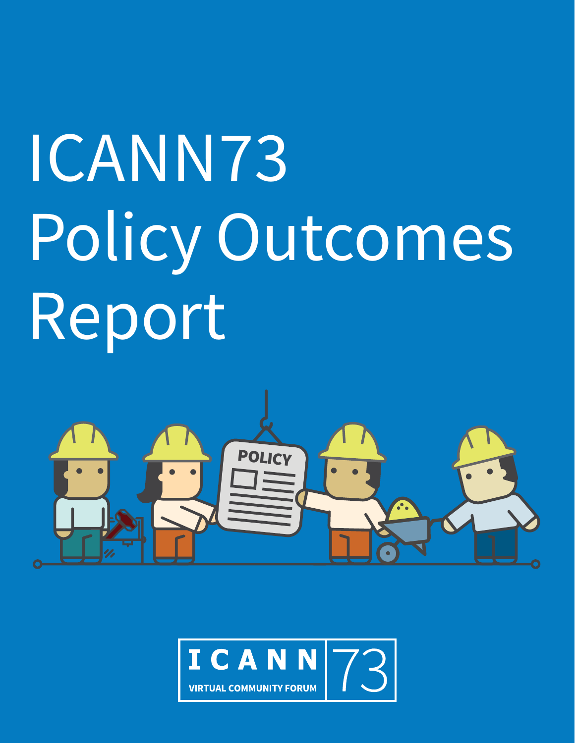# ICANN73 Policy Outcomes Report

ICANN 73

VIRTUAL COMMUNITY FORUM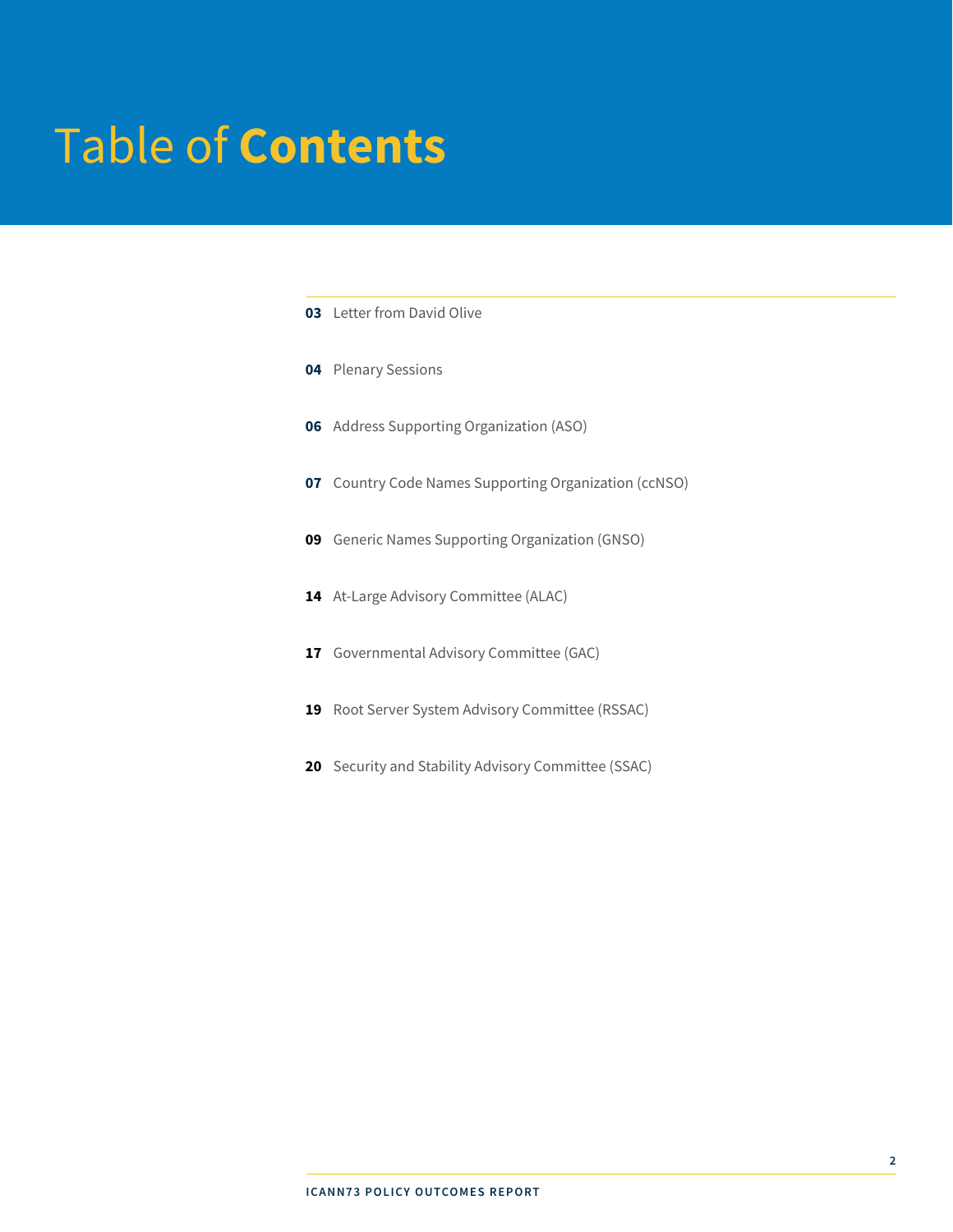# Table of Contents

03 Letter from David Olive

04 Plenary Sessions

06 Address Supporting Organization (ASO)

07 Country Code Names Supporting Organization (ccNSO)

09 Generic Names Supporting Organization (GNSO)

14 At-Large Advisory Committee (ALAC)

17 Governmental Advisory Committee (GAC)

19 Root Server System Advisory Committee (RSSAC)

20 Security and Stability Advisory Committee (SSAC)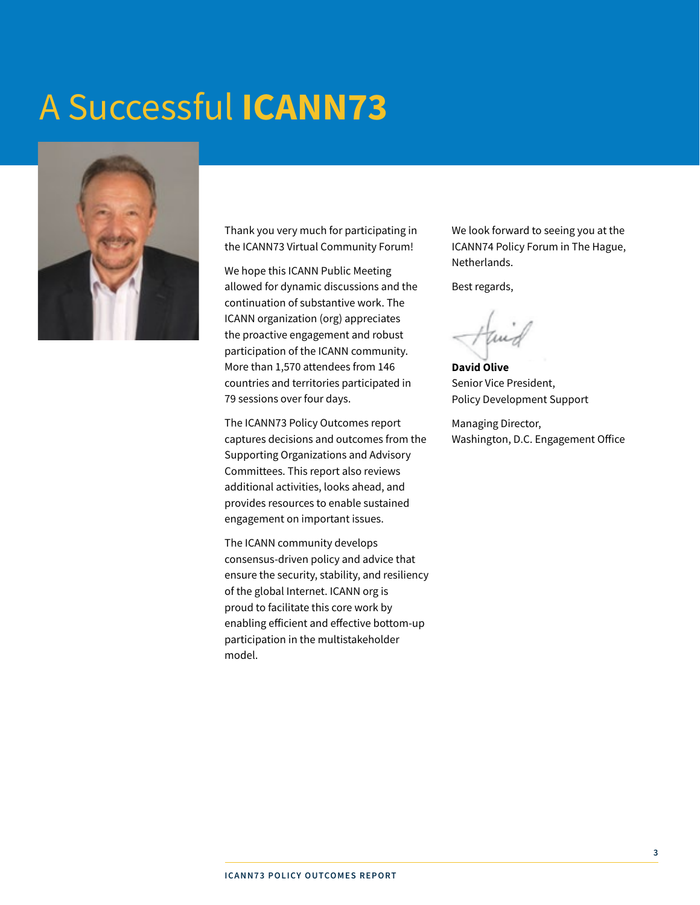# A Successful **ICANN73**

Thank you very much for participating in the ICANN73 Virtual Community Forum!

We hope this ICANN Public Meeting allowed for dynamic discussions and the continuation of substantive work. The ICANN organization (org) appreciates the proactive engagement and robust participation of the ICANN community. More than 1,570 attendees from 146 countries and territories participated in 79 sessions over four days.

The ICANN73 Policy Outcomes report captures decisions and outcomes from the Supporting Organizations and Advisory Committees. This report also reviews additional activities, looks ahead, and provides resources to enable sustained engagement on important issues.

The ICANN community develops consensus-driven policy and advice that ensure the security, stability, and resiliency of the global Internet. ICANN org is proud to facilitate this core work by enabling efficient and effective bottom-up participation in the multistakeholder model.

We look forward to seeing you at the ICANN74 Policy Forum in The Hague, Netherlands.

Best regards,

**David Olive**
Senior Vice President,
Policy Development Support

Managing Director,
Washington, D.C. Engagement Office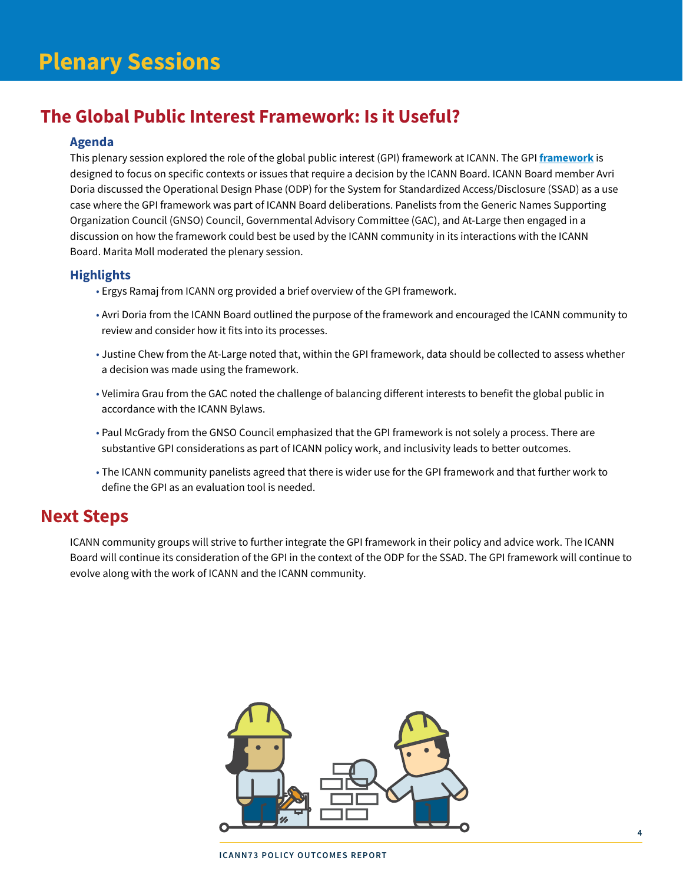# Plenary Sessions

## The Global Public Interest Framework: Is it Useful?

### Agenda

This plenary session explored the role of the global public interest (GPI) framework at ICANN. The GPI **framework** is designed to focus on specific contexts or issues that require a decision by the ICANN Board. ICANN Board member Avri Doria discussed the Operational Design Phase (ODP) for the System for Standardized Access/Disclosure (SSAD) as a use case where the GPI framework was part of ICANN Board deliberations. Panelists from the Generic Names Supporting Organization Council (GNSO) Council, Governmental Advisory Committee (GAC), and At-Large then engaged in a discussion on how the framework could best be used by the ICANN community in its interactions with the ICANN Board. Marita Moll moderated the plenary session.

### Highlights

- Ergys Ramaj from ICANN org provided a brief overview of the GPI framework.
- Avri Doria from the ICANN Board outlined the purpose of the framework and encouraged the ICANN community to review and consider how it fits into its processes.
- Justine Chew from the At-Large noted that, within the GPI framework, data should be collected to assess whether a decision was made using the framework.
- Velimira Grau from the GAC noted the challenge of balancing different interests to benefit the global public in accordance with the ICANN Bylaws.
- Paul McGrady from the GNSO Council emphasized that the GPI framework is not solely a process. There are substantive GPI considerations as part of ICANN policy work, and inclusivity leads to better outcomes.
- The ICANN community panelists agreed that there is wider use for the GPI framework and that further work to define the GPI as an evaluation tool is needed.

## Next Steps

ICANN community groups will strive to further integrate the GPI framework in their policy and advice work. The ICANN Board will continue its consideration of the GPI in the context of the ODP for the SSAD. The GPI framework will continue to evolve along with the work of ICANN and the ICANN community.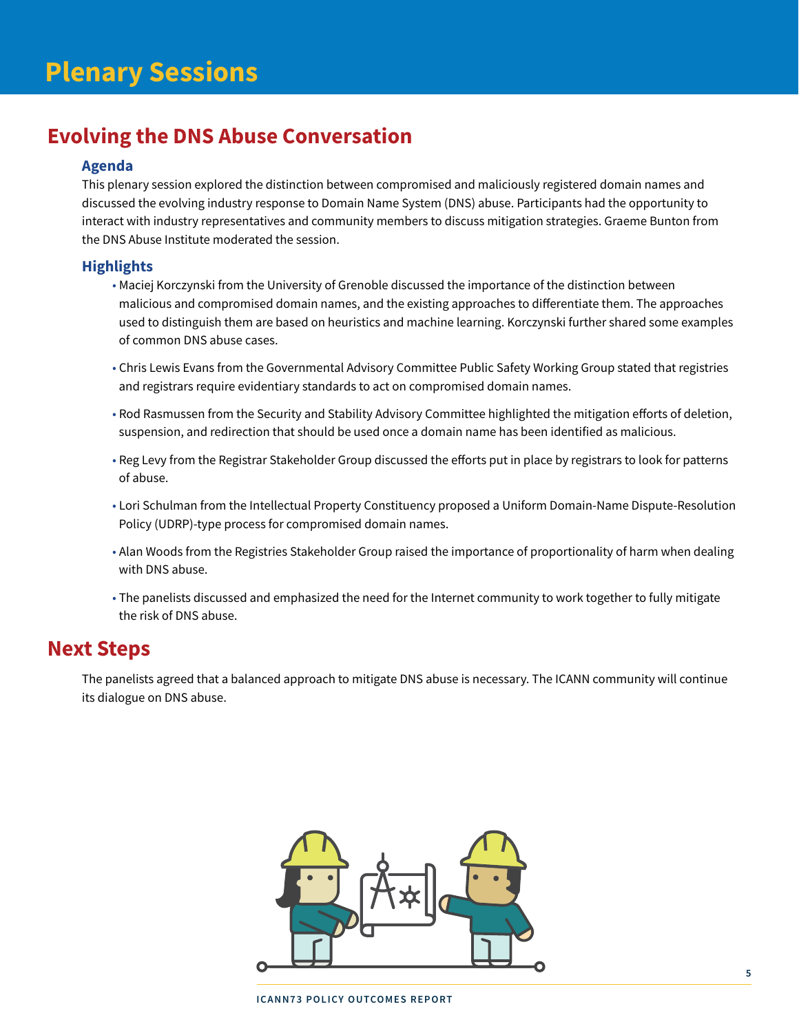# Plenary Sessions

## Evolving the DNS Abuse Conversation

### Agenda

This plenary session explored the distinction between compromised and maliciously registered domain names and discussed the evolving industry response to Domain Name System (DNS) abuse. Participants had the opportunity to interact with industry representatives and community members to discuss mitigation strategies. Graeme Bunton from the DNS Abuse Institute moderated the session.

### Highlights

- Maciej Korczynski from the University of Grenoble discussed the importance of the distinction between malicious and compromised domain names, and the existing approaches to differentiate them. The approaches used to distinguish them are based on heuristics and machine learning. Korczynski further shared some examples of common DNS abuse cases.
- Chris Lewis Evans from the Governmental Advisory Committee Public Safety Working Group stated that registries and registrars require evidentiary standards to act on compromised domain names.
- Rod Rasmussen from the Security and Stability Advisory Committee highlighted the mitigation efforts of deletion, suspension, and redirection that should be used once a domain name has been identified as malicious.
- Reg Levy from the Registrar Stakeholder Group discussed the efforts put in place by registrars to look for patterns of abuse.
- Lori Schulman from the Intellectual Property Constituency proposed a Uniform Domain-Name Dispute-Resolution Policy (UDRP)-type process for compromised domain names.
- Alan Woods from the Registries Stakeholder Group raised the importance of proportionality of harm when dealing with DNS abuse.
- The panelists discussed and emphasized the need for the Internet community to work together to fully mitigate the risk of DNS abuse.

## Next Steps

The panelists agreed that a balanced approach to mitigate DNS abuse is necessary. The ICANN community will continue its dialogue on DNS abuse.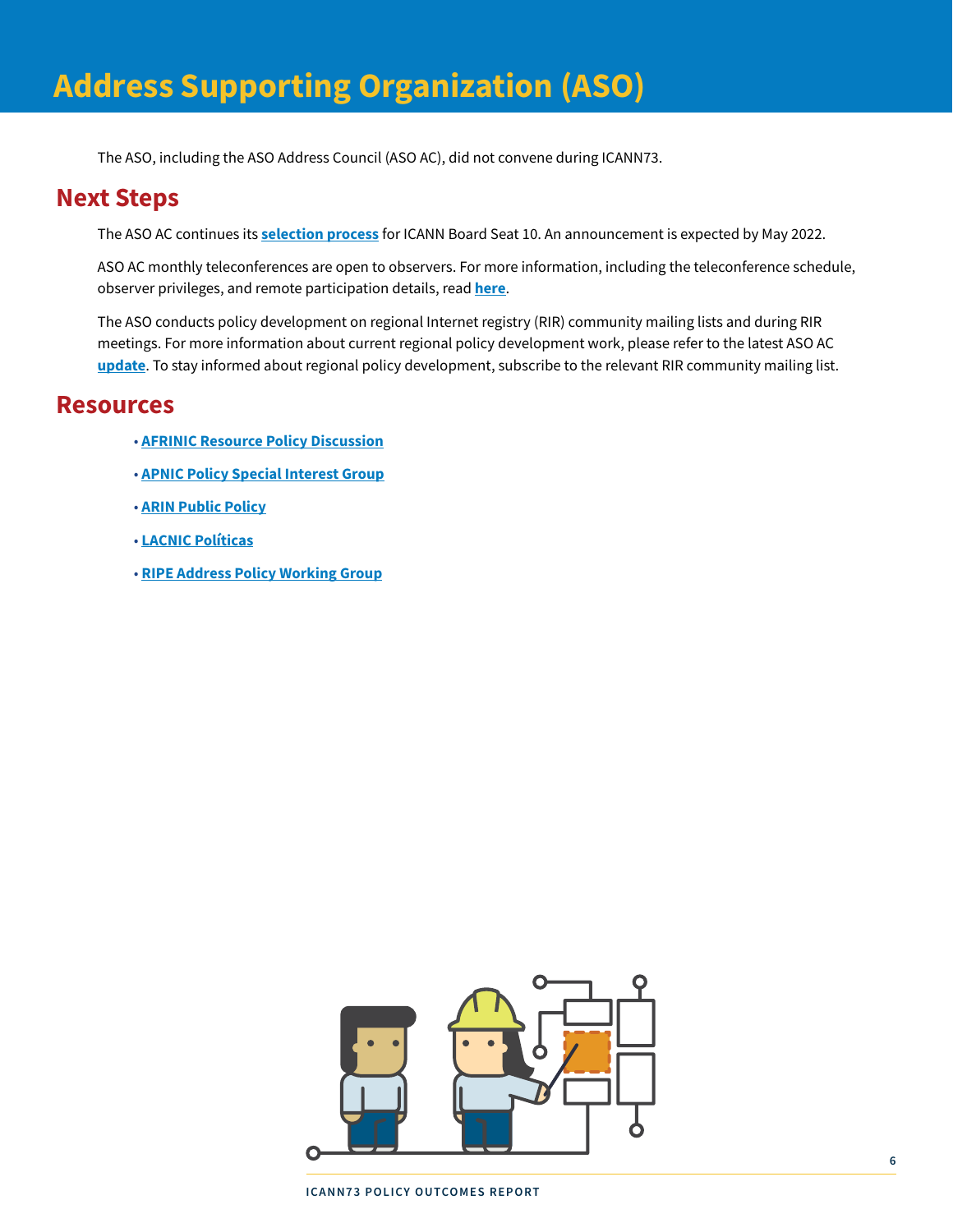# Address Supporting Organization (ASO)

The ASO, including the ASO Address Council (ASO AC), did not convene during ICANN73.

## Next Steps

The ASO AC continues its **selection process** for ICANN Board Seat 10. An announcement is expected by May 2022.

ASO AC monthly teleconferences are open to observers. For more information, including the teleconference schedule, observer privileges, and remote participation details, read **here**.

The ASO conducts policy development on regional Internet registry (RIR) community mailing lists and during RIR meetings. For more information about current regional policy development work, please refer to the latest ASO AC **update**. To stay informed about regional policy development, subscribe to the relevant RIR community mailing list.

## Resources

- **AFRINIC Resource Policy Discussion**
- **APNIC Policy Special Interest Group**
- **ARIN Public Policy**
- **LACNIC Políticas**
- **RIPE Address Policy Working Group**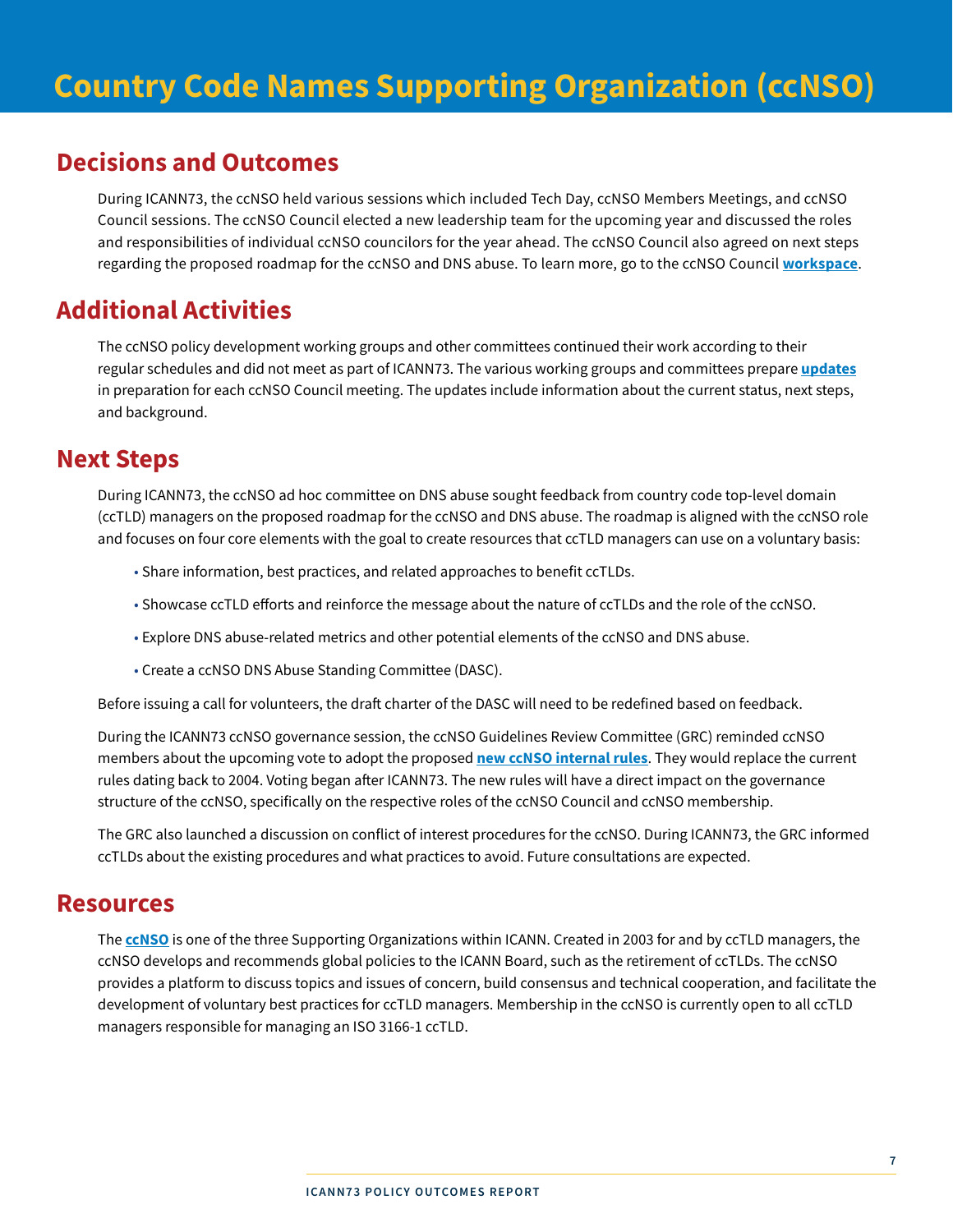# Country Code Names Supporting Organization (ccNSO)

## Decisions and Outcomes

During ICANN73, the ccNSO held various sessions which included Tech Day, ccNSO Members Meetings, and ccNSO Council sessions. The ccNSO Council elected a new leadership team for the upcoming year and discussed the roles and responsibilities of individual ccNSO councilors for the year ahead. The ccNSO Council also agreed on next steps regarding the proposed roadmap for the ccNSO and DNS abuse. To learn more, go to the ccNSO Council **workspace**.

## Additional Activities

The ccNSO policy development working groups and other committees continued their work according to their regular schedules and did not meet as part of ICANN73. The various working groups and committees prepare **updates** in preparation for each ccNSO Council meeting. The updates include information about the current status, next steps, and background.

## Next Steps

During ICANN73, the ccNSO ad hoc committee on DNS abuse sought feedback from country code top-level domain (ccTLD) managers on the proposed roadmap for the ccNSO and DNS abuse. The roadmap is aligned with the ccNSO role and focuses on four core elements with the goal to create resources that ccTLD managers can use on a voluntary basis:

- Share information, best practices, and related approaches to benefit ccTLDs.
- Showcase ccTLD efforts and reinforce the message about the nature of ccTLDs and the role of the ccNSO.
- Explore DNS abuse-related metrics and other potential elements of the ccNSO and DNS abuse.
- Create a ccNSO DNS Abuse Standing Committee (DASC).

Before issuing a call for volunteers, the draft charter of the DASC will need to be redefined based on feedback.

During the ICANN73 ccNSO governance session, the ccNSO Guidelines Review Committee (GRC) reminded ccNSO members about the upcoming vote to adopt the proposed **new ccNSO internal rules**. They would replace the current rules dating back to 2004. Voting began after ICANN73. The new rules will have a direct impact on the governance structure of the ccNSO, specifically on the respective roles of the ccNSO Council and ccNSO membership.

The GRC also launched a discussion on conflict of interest procedures for the ccNSO. During ICANN73, the GRC informed ccTLDs about the existing procedures and what practices to avoid. Future consultations are expected.

## Resources

The **ccNSO** is one of the three Supporting Organizations within ICANN. Created in 2003 for and by ccTLD managers, the ccNSO develops and recommends global policies to the ICANN Board, such as the retirement of ccTLDs. The ccNSO provides a platform to discuss topics and issues of concern, build consensus and technical cooperation, and facilitate the development of voluntary best practices for ccTLD managers. Membership in the ccNSO is currently open to all ccTLD managers responsible for managing an ISO 3166-1 ccTLD.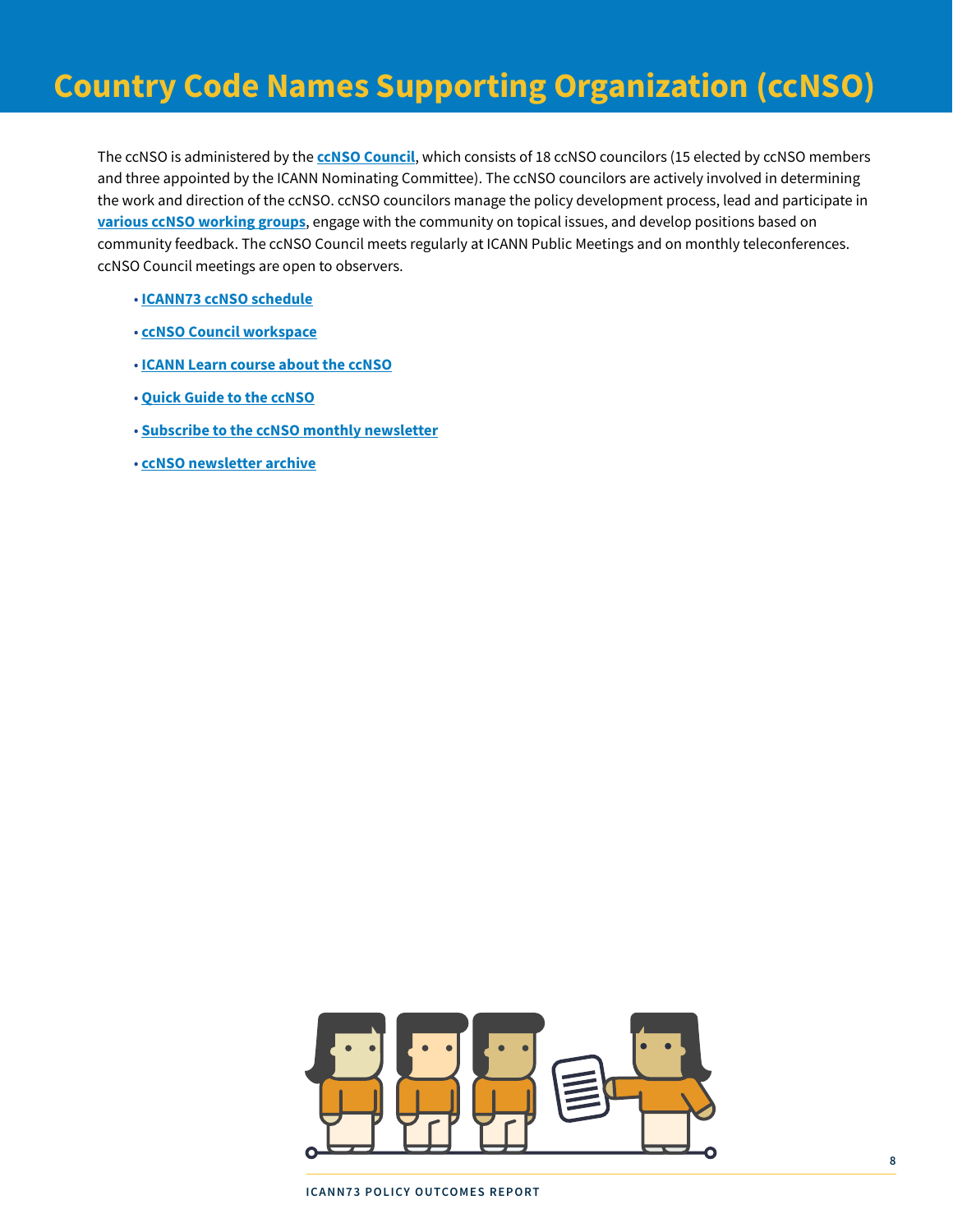# Country Code Names Supporting Organization (ccNSO)

The ccNSO is administered by the **ccNSO Council**, which consists of 18 ccNSO councilors (15 elected by ccNSO members and three appointed by the ICANN Nominating Committee). The ccNSO councilors are actively involved in determining the work and direction of the ccNSO. ccNSO councilors manage the policy development process, lead and participate in **various ccNSO working groups**, engage with the community on topical issues, and develop positions based on community feedback. The ccNSO Council meets regularly at ICANN Public Meetings and on monthly teleconferences. ccNSO Council meetings are open to observers.

- **ICANN73 ccNSO schedule**
- **ccNSO Council workspace**
- **ICANN Learn course about the ccNSO**
- **Quick Guide to the ccNSO**
- **Subscribe to the ccNSO monthly newsletter**
- **ccNSO newsletter archive**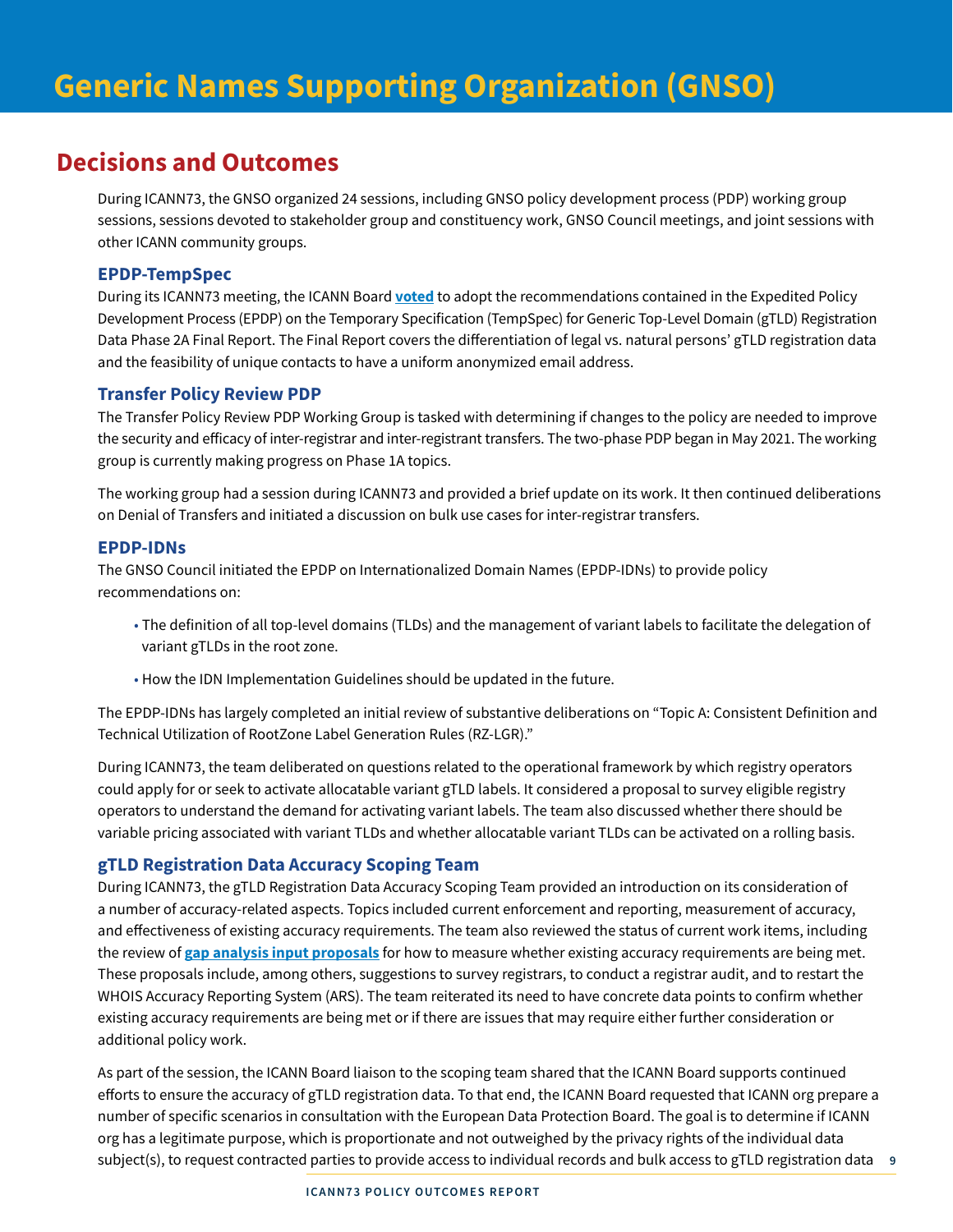# Generic Names Supporting Organization (GNSO)

## Decisions and Outcomes

During ICANN73, the GNSO organized 24 sessions, including GNSO policy development process (PDP) working group sessions, sessions devoted to stakeholder group and constituency work, GNSO Council meetings, and joint sessions with other ICANN community groups.

### EPDP-TempSpec

During its ICANN73 meeting, the ICANN Board **voted** to adopt the recommendations contained in the Expedited Policy Development Process (EPDP) on the Temporary Specification (TempSpec) for Generic Top-Level Domain (gTLD) Registration Data Phase 2A Final Report. The Final Report covers the differentiation of legal vs. natural persons' gTLD registration data and the feasibility of unique contacts to have a uniform anonymized email address.

### Transfer Policy Review PDP

The Transfer Policy Review PDP Working Group is tasked with determining if changes to the policy are needed to improve the security and efficacy of inter-registrar and inter-registrant transfers. The two-phase PDP began in May 2021. The working group is currently making progress on Phase 1A topics.

The working group had a session during ICANN73 and provided a brief update on its work. It then continued deliberations on Denial of Transfers and initiated a discussion on bulk use cases for inter-registrar transfers.

### EPDP-IDNs

The GNSO Council initiated the EPDP on Internationalized Domain Names (EPDP-IDNs) to provide policy recommendations on:

- The definition of all top-level domains (TLDs) and the management of variant labels to facilitate the delegation of variant gTLDs in the root zone.
- How the IDN Implementation Guidelines should be updated in the future.

The EPDP-IDNs has largely completed an initial review of substantive deliberations on "Topic A: Consistent Definition and Technical Utilization of RootZone Label Generation Rules (RZ-LGR)."

During ICANN73, the team deliberated on questions related to the operational framework by which registry operators could apply for or seek to activate allocatable variant gTLD labels. It considered a proposal to survey eligible registry operators to understand the demand for activating variant labels. The team also discussed whether there should be variable pricing associated with variant TLDs and whether allocatable variant TLDs can be activated on a rolling basis.

### gTLD Registration Data Accuracy Scoping Team

During ICANN73, the gTLD Registration Data Accuracy Scoping Team provided an introduction on its consideration of a number of accuracy-related aspects. Topics included current enforcement and reporting, measurement of accuracy, and effectiveness of existing accuracy requirements. The team also reviewed the status of current work items, including the review of **gap analysis input proposals** for how to measure whether existing accuracy requirements are being met. These proposals include, among others, suggestions to survey registrars, to conduct a registrar audit, and to restart the WHOIS Accuracy Reporting System (ARS). The team reiterated its need to have concrete data points to confirm whether existing accuracy requirements are being met or if there are issues that may require either further consideration or additional policy work.

As part of the session, the ICANN Board liaison to the scoping team shared that the ICANN Board supports continued efforts to ensure the accuracy of gTLD registration data. To that end, the ICANN Board requested that ICANN org prepare a number of specific scenarios in consultation with the European Data Protection Board. The goal is to determine if ICANN org has a legitimate purpose, which is proportionate and not outweighed by the privacy rights of the individual data subject(s), to request contracted parties to provide access to individual records and bulk access to gTLD registration data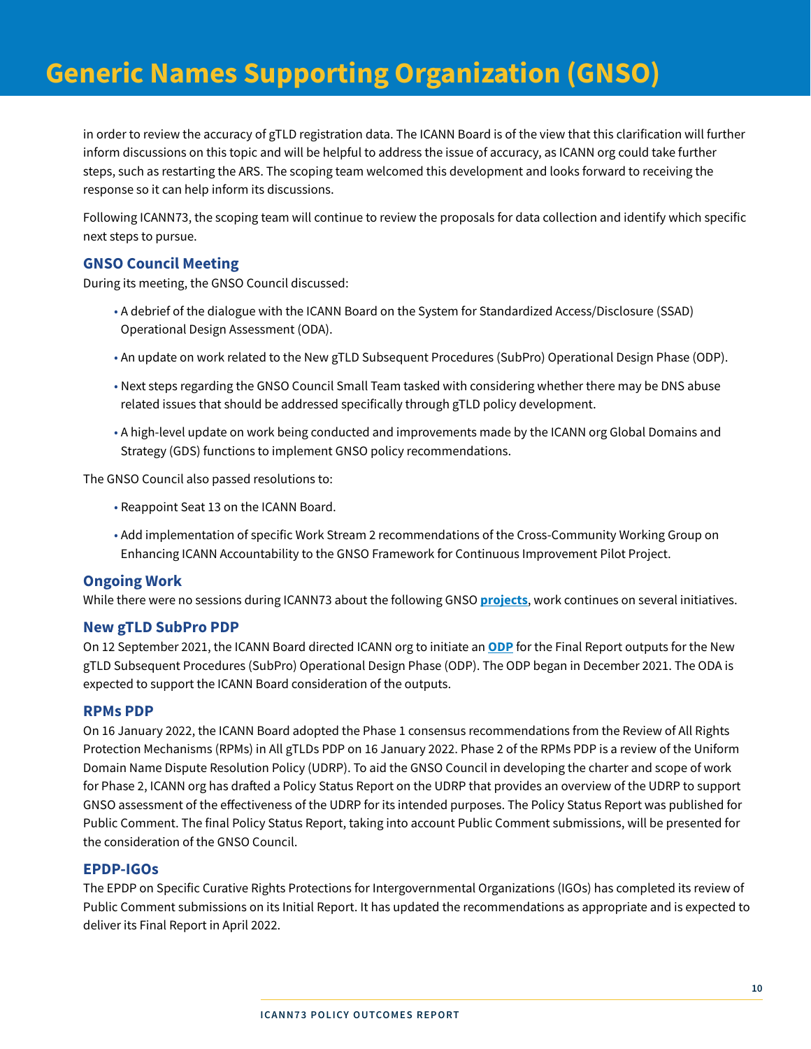# Generic Names Supporting Organization (GNSO)

in order to review the accuracy of gTLD registration data. The ICANN Board is of the view that this clarification will further inform discussions on this topic and will be helpful to address the issue of accuracy, as ICANN org could take further steps, such as restarting the ARS. The scoping team welcomed this development and looks forward to receiving the response so it can help inform its discussions.

Following ICANN73, the scoping team will continue to review the proposals for data collection and identify which specific next steps to pursue.

### GNSO Council Meeting

During its meeting, the GNSO Council discussed:

- A debrief of the dialogue with the ICANN Board on the System for Standardized Access/Disclosure (SSAD) Operational Design Assessment (ODA).
- An update on work related to the New gTLD Subsequent Procedures (SubPro) Operational Design Phase (ODP).
- Next steps regarding the GNSO Council Small Team tasked with considering whether there may be DNS abuse related issues that should be addressed specifically through gTLD policy development.
- A high-level update on work being conducted and improvements made by the ICANN org Global Domains and Strategy (GDS) functions to implement GNSO policy recommendations.

The GNSO Council also passed resolutions to:

- Reappoint Seat 13 on the ICANN Board.
- Add implementation of specific Work Stream 2 recommendations of the Cross-Community Working Group on Enhancing ICANN Accountability to the GNSO Framework for Continuous Improvement Pilot Project.

### Ongoing Work

While there were no sessions during ICANN73 about the following GNSO **projects**, work continues on several initiatives.

### New gTLD SubPro PDP

On 12 September 2021, the ICANN Board directed ICANN org to initiate an **ODP** for the Final Report outputs for the New gTLD Subsequent Procedures (SubPro) Operational Design Phase (ODP). The ODP began in December 2021. The ODA is expected to support the ICANN Board consideration of the outputs.

### RPMs PDP

On 16 January 2022, the ICANN Board adopted the Phase 1 consensus recommendations from the Review of All Rights Protection Mechanisms (RPMs) in All gTLDs PDP on 16 January 2022. Phase 2 of the RPMs PDP is a review of the Uniform Domain Name Dispute Resolution Policy (UDRP). To aid the GNSO Council in developing the charter and scope of work for Phase 2, ICANN org has drafted a Policy Status Report on the UDRP that provides an overview of the UDRP to support GNSO assessment of the effectiveness of the UDRP for its intended purposes. The Policy Status Report was published for Public Comment. The final Policy Status Report, taking into account Public Comment submissions, will be presented for the consideration of the GNSO Council.

### EPDP-IGOs

The EPDP on Specific Curative Rights Protections for Intergovernmental Organizations (IGOs) has completed its review of Public Comment submissions on its Initial Report. It has updated the recommendations as appropriate and is expected to deliver its Final Report in April 2022.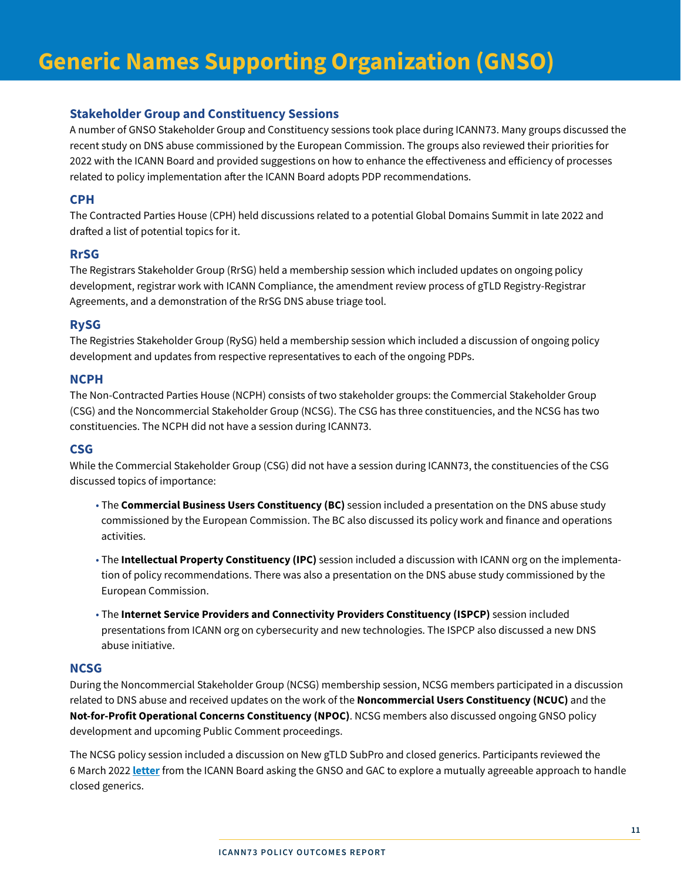# Generic Names Supporting Organization (GNSO)

### Stakeholder Group and Constituency Sessions

A number of GNSO Stakeholder Group and Constituency sessions took place during ICANN73. Many groups discussed the recent study on DNS abuse commissioned by the European Commission. The groups also reviewed their priorities for 2022 with the ICANN Board and provided suggestions on how to enhance the effectiveness and efficiency of processes related to policy implementation after the ICANN Board adopts PDP recommendations.

### CPH

The Contracted Parties House (CPH) held discussions related to a potential Global Domains Summit in late 2022 and drafted a list of potential topics for it.

### RrSG

The Registrars Stakeholder Group (RrSG) held a membership session which included updates on ongoing policy development, registrar work with ICANN Compliance, the amendment review process of gTLD Registry-Registrar Agreements, and a demonstration of the RrSG DNS abuse triage tool.

### RySG

The Registries Stakeholder Group (RySG) held a membership session which included a discussion of ongoing policy development and updates from respective representatives to each of the ongoing PDPs.

### NCPH

The Non-Contracted Parties House (NCPH) consists of two stakeholder groups: the Commercial Stakeholder Group (CSG) and the Noncommercial Stakeholder Group (NCSG). The CSG has three constituencies, and the NCSG has two constituencies. The NCPH did not have a session during ICANN73.

### CSG

While the Commercial Stakeholder Group (CSG) did not have a session during ICANN73, the constituencies of the CSG discussed topics of importance:

- The **Commercial Business Users Constituency (BC)** session included a presentation on the DNS abuse study commissioned by the European Commission. The BC also discussed its policy work and finance and operations activities.
- The **Intellectual Property Constituency (IPC)** session included a discussion with ICANN org on the implementation of policy recommendations. There was also a presentation on the DNS abuse study commissioned by the European Commission.
- The **Internet Service Providers and Connectivity Providers Constituency (ISPCP)** session included presentations from ICANN org on cybersecurity and new technologies. The ISPCP also discussed a new DNS abuse initiative.

### NCSG

During the Noncommercial Stakeholder Group (NCSG) membership session, NCSG members participated in a discussion related to DNS abuse and received updates on the work of the **Noncommercial Users Constituency (NCUC)** and the **Not-for-Profit Operational Concerns Constituency (NPOC)**. NCSG members also discussed ongoing GNSO policy development and upcoming Public Comment proceedings.

The NCSG policy session included a discussion on New gTLD SubPro and closed generics. Participants reviewed the 6 March 2022 **letter** from the ICANN Board asking the GNSO and GAC to explore a mutually agreeable approach to handle closed generics.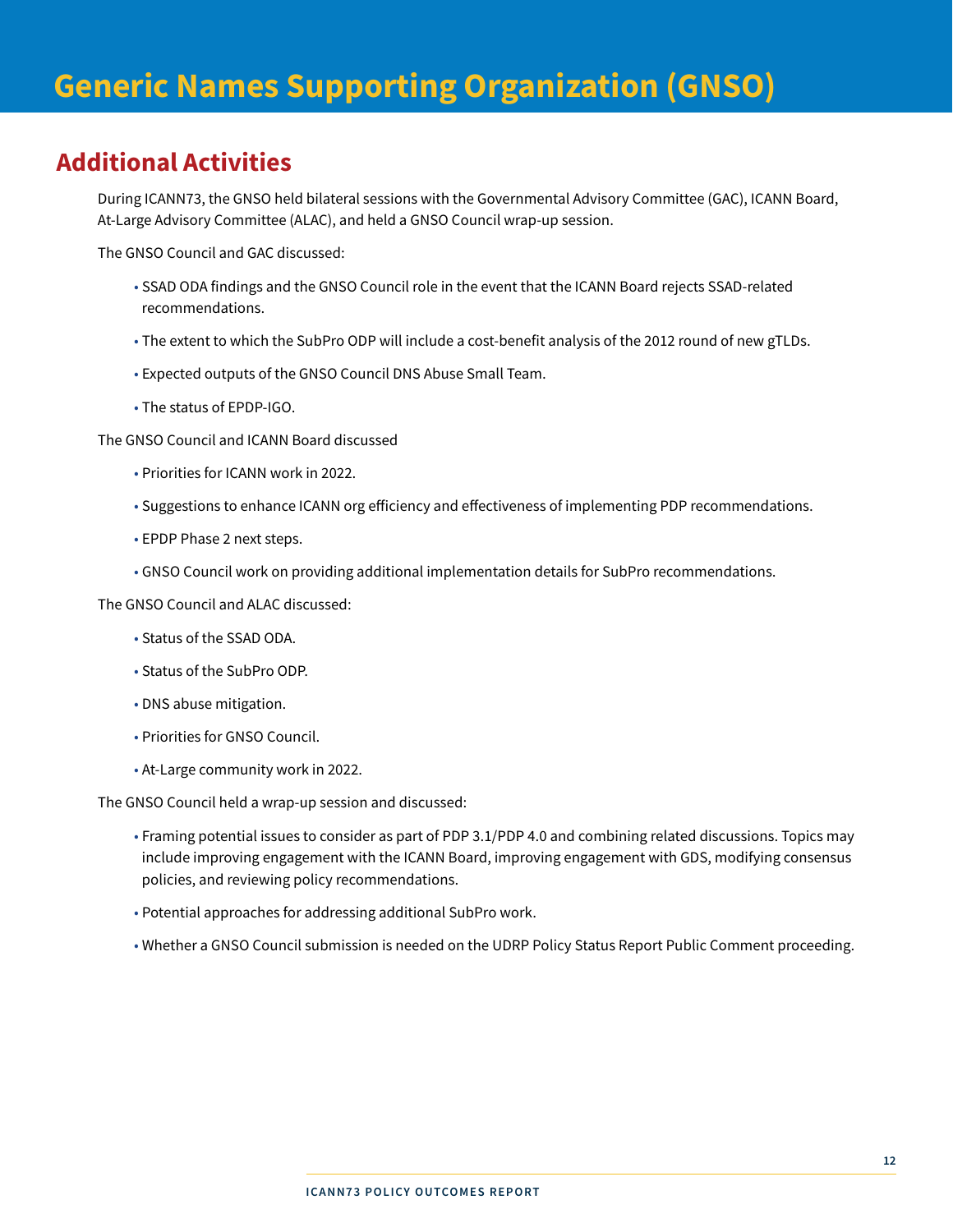# Generic Names Supporting Organization (GNSO)

## Additional Activities

During ICANN73, the GNSO held bilateral sessions with the Governmental Advisory Committee (GAC), ICANN Board, At-Large Advisory Committee (ALAC), and held a GNSO Council wrap-up session.

The GNSO Council and GAC discussed:

- SSAD ODA findings and the GNSO Council role in the event that the ICANN Board rejects SSAD-related recommendations.
- The extent to which the SubPro ODP will include a cost-benefit analysis of the 2012 round of new gTLDs.
- Expected outputs of the GNSO Council DNS Abuse Small Team.
- The status of EPDP-IGO.

The GNSO Council and ICANN Board discussed

- Priorities for ICANN work in 2022.
- Suggestions to enhance ICANN org efficiency and effectiveness of implementing PDP recommendations.
- EPDP Phase 2 next steps.
- GNSO Council work on providing additional implementation details for SubPro recommendations.

The GNSO Council and ALAC discussed:

- Status of the SSAD ODA.
- Status of the SubPro ODP.
- DNS abuse mitigation.
- Priorities for GNSO Council.
- At-Large community work in 2022.

The GNSO Council held a wrap-up session and discussed:

- Framing potential issues to consider as part of PDP 3.1/PDP 4.0 and combining related discussions. Topics may include improving engagement with the ICANN Board, improving engagement with GDS, modifying consensus policies, and reviewing policy recommendations.
- Potential approaches for addressing additional SubPro work.
- Whether a GNSO Council submission is needed on the UDRP Policy Status Report Public Comment proceeding.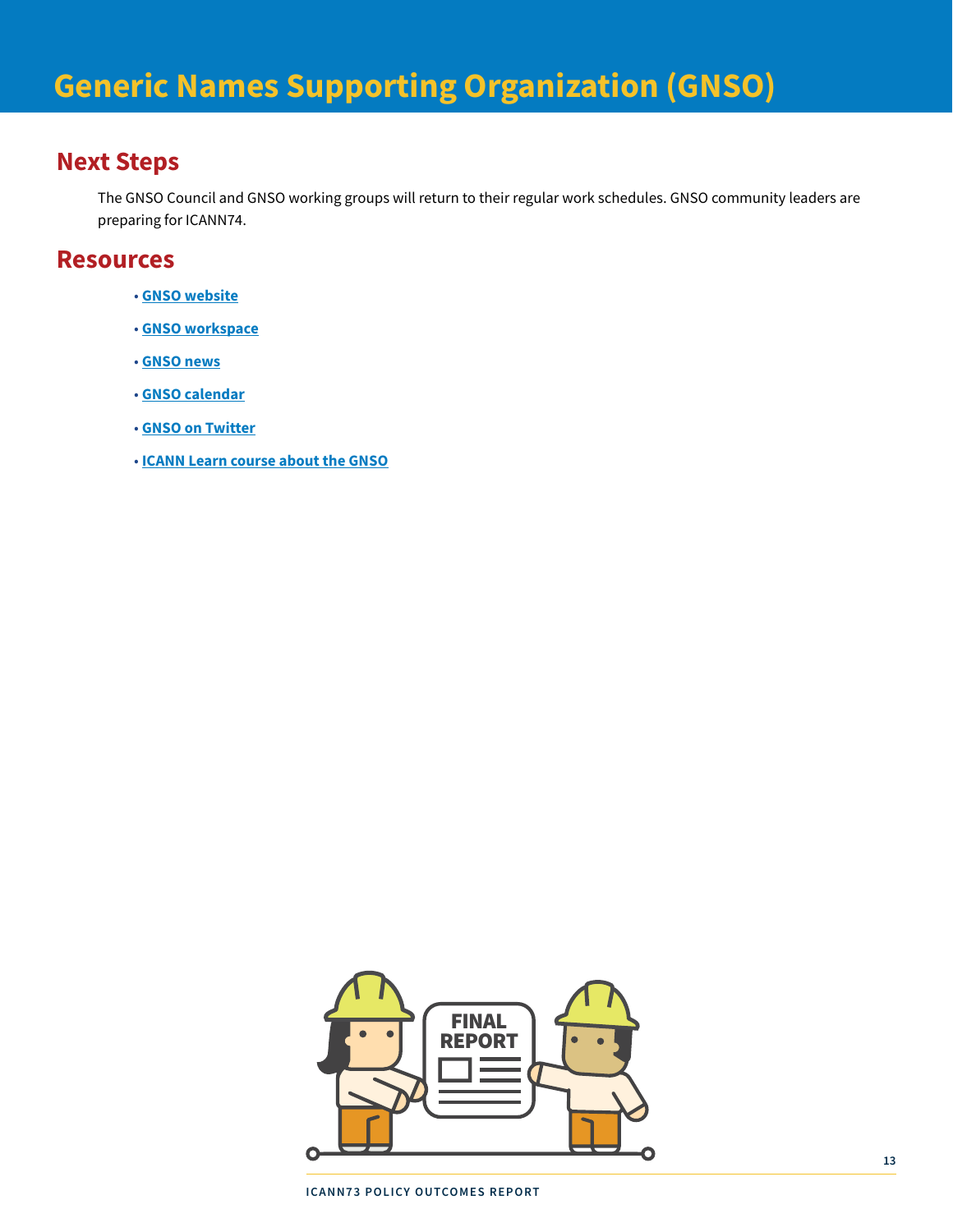# Generic Names Supporting Organization (GNSO)

## Next Steps

The GNSO Council and GNSO working groups will return to their regular work schedules. GNSO community leaders are preparing for ICANN74.

## Resources

- **GNSO website**
- **GNSO workspace**
- **GNSO news**
- **GNSO calendar**
- **GNSO on Twitter**
- **ICANN Learn course about the GNSO**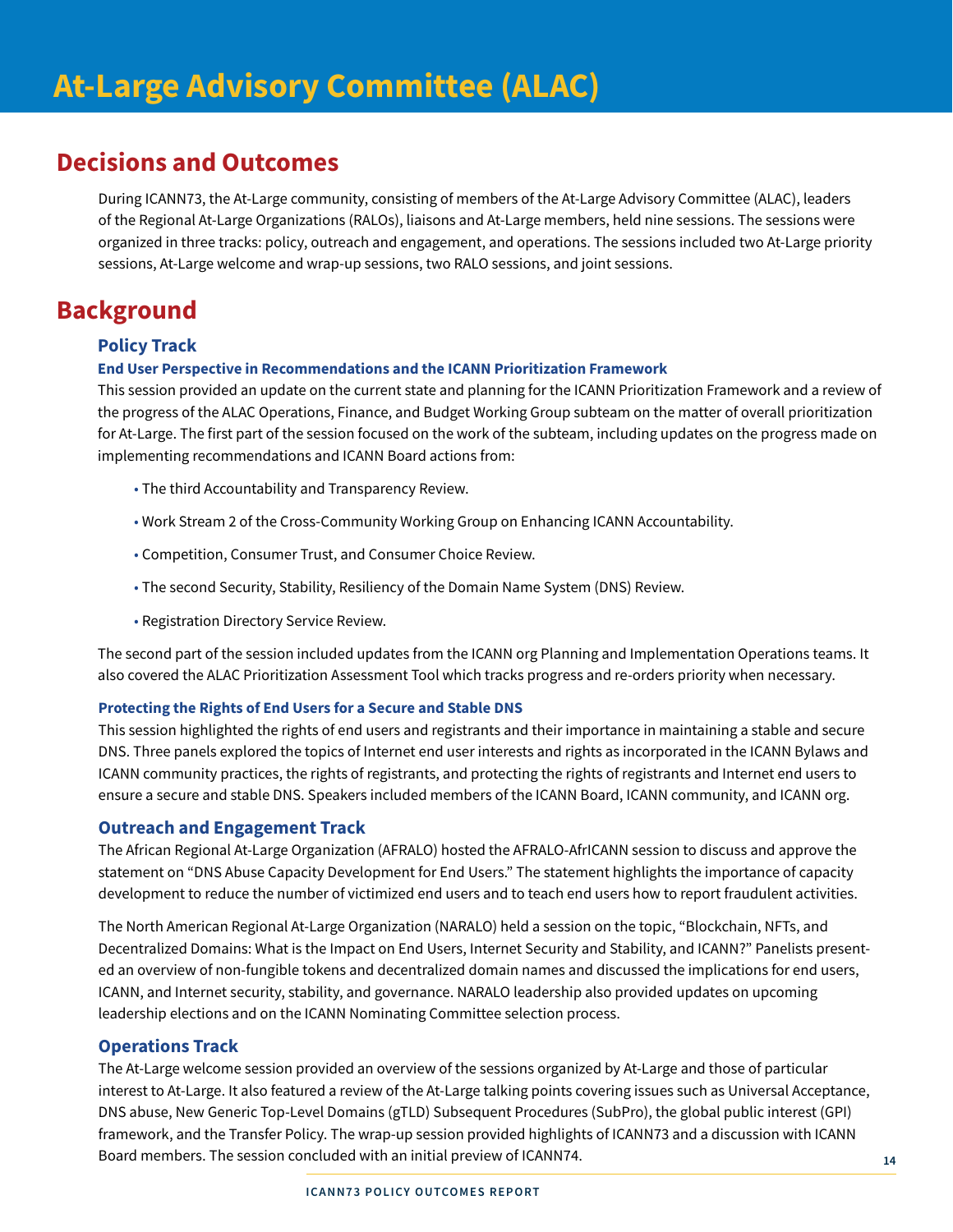# At-Large Advisory Committee (ALAC)

## Decisions and Outcomes

During ICANN73, the At-Large community, consisting of members of the At-Large Advisory Committee (ALAC), leaders of the Regional At-Large Organizations (RALOs), liaisons and At-Large members, held nine sessions. The sessions were organized in three tracks: policy, outreach and engagement, and operations. The sessions included two At-Large priority sessions, At-Large welcome and wrap-up sessions, two RALO sessions, and joint sessions.

## Background

### Policy Track

#### End User Perspective in Recommendations and the ICANN Prioritization Framework

This session provided an update on the current state and planning for the ICANN Prioritization Framework and a review of the progress of the ALAC Operations, Finance, and Budget Working Group subteam on the matter of overall prioritization for At-Large. The first part of the session focused on the work of the subteam, including updates on the progress made on implementing recommendations and ICANN Board actions from:

- The third Accountability and Transparency Review.
- Work Stream 2 of the Cross-Community Working Group on Enhancing ICANN Accountability.
- Competition, Consumer Trust, and Consumer Choice Review.
- The second Security, Stability, Resiliency of the Domain Name System (DNS) Review.
- Registration Directory Service Review.

The second part of the session included updates from the ICANN org Planning and Implementation Operations teams. It also covered the ALAC Prioritization Assessment Tool which tracks progress and re-orders priority when necessary.

#### Protecting the Rights of End Users for a Secure and Stable DNS

This session highlighted the rights of end users and registrants and their importance in maintaining a stable and secure DNS. Three panels explored the topics of Internet end user interests and rights as incorporated in the ICANN Bylaws and ICANN community practices, the rights of registrants, and protecting the rights of registrants and Internet end users to ensure a secure and stable DNS. Speakers included members of the ICANN Board, ICANN community, and ICANN org.

### Outreach and Engagement Track

The African Regional At-Large Organization (AFRALO) hosted the AFRALO-AfrICANN session to discuss and approve the statement on "DNS Abuse Capacity Development for End Users." The statement highlights the importance of capacity development to reduce the number of victimized end users and to teach end users how to report fraudulent activities.

The North American Regional At-Large Organization (NARALO) held a session on the topic, "Blockchain, NFTs, and Decentralized Domains: What is the Impact on End Users, Internet Security and Stability, and ICANN?" Panelists presented an overview of non-fungible tokens and decentralized domain names and discussed the implications for end users, ICANN, and Internet security, stability, and governance. NARALO leadership also provided updates on upcoming leadership elections and on the ICANN Nominating Committee selection process.

### Operations Track

The At-Large welcome session provided an overview of the sessions organized by At-Large and those of particular interest to At-Large. It also featured a review of the At-Large talking points covering issues such as Universal Acceptance, DNS abuse, New Generic Top-Level Domains (gTLD) Subsequent Procedures (SubPro), the global public interest (GPI) framework, and the Transfer Policy. The wrap-up session provided highlights of ICANN73 and a discussion with ICANN Board members. The session concluded with an initial preview of ICANN74.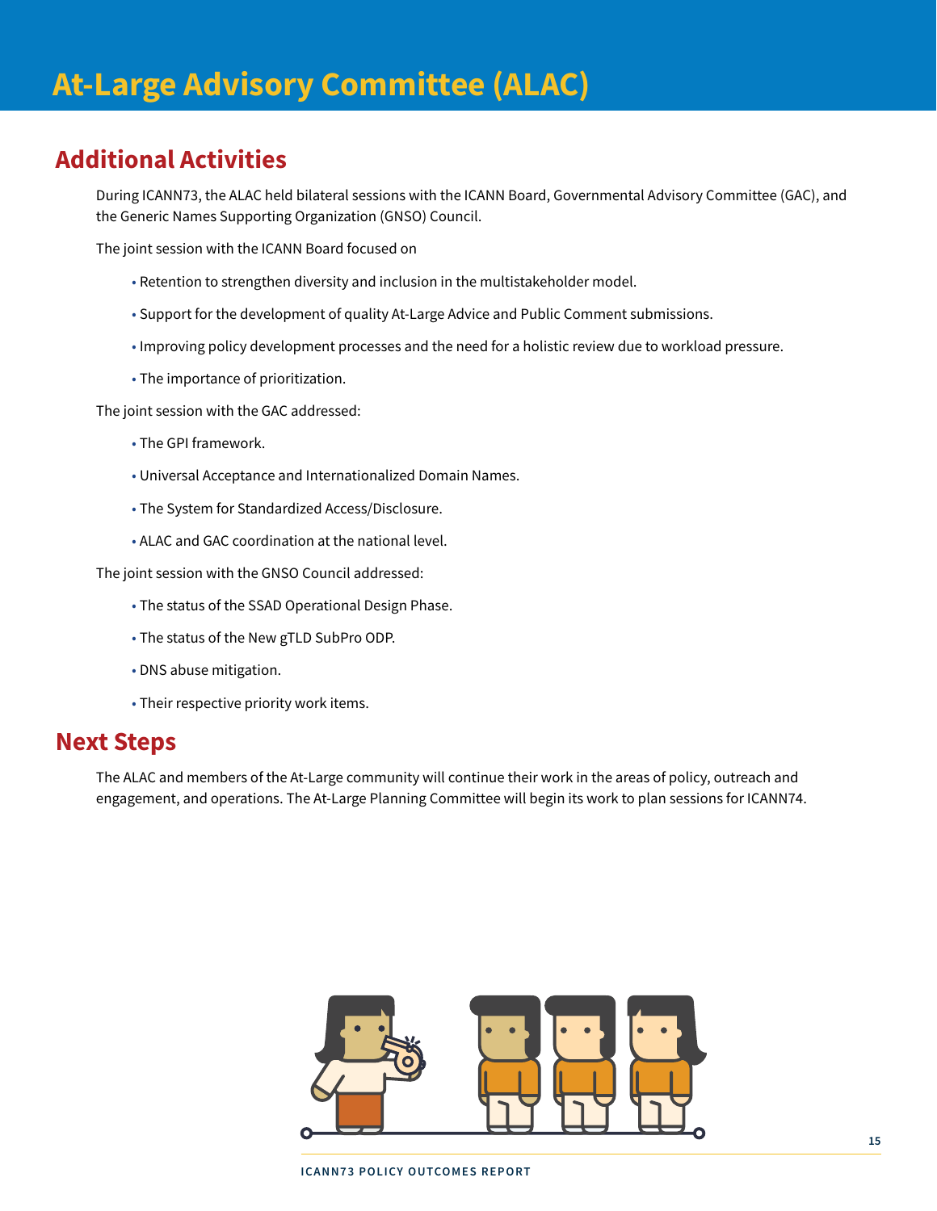# At-Large Advisory Committee (ALAC)

## Additional Activities

During ICANN73, the ALAC held bilateral sessions with the ICANN Board, Governmental Advisory Committee (GAC), and the Generic Names Supporting Organization (GNSO) Council.

The joint session with the ICANN Board focused on

- Retention to strengthen diversity and inclusion in the multistakeholder model.
- Support for the development of quality At-Large Advice and Public Comment submissions.
- Improving policy development processes and the need for a holistic review due to workload pressure.
- The importance of prioritization.

The joint session with the GAC addressed:

- The GPI framework.
- Universal Acceptance and Internationalized Domain Names.
- The System for Standardized Access/Disclosure.
- ALAC and GAC coordination at the national level.

The joint session with the GNSO Council addressed:

- The status of the SSAD Operational Design Phase.
- The status of the New gTLD SubPro ODP.
- DNS abuse mitigation.
- Their respective priority work items.

## Next Steps

The ALAC and members of the At-Large community will continue their work in the areas of policy, outreach and engagement, and operations. The At-Large Planning Committee will begin its work to plan sessions for ICANN74.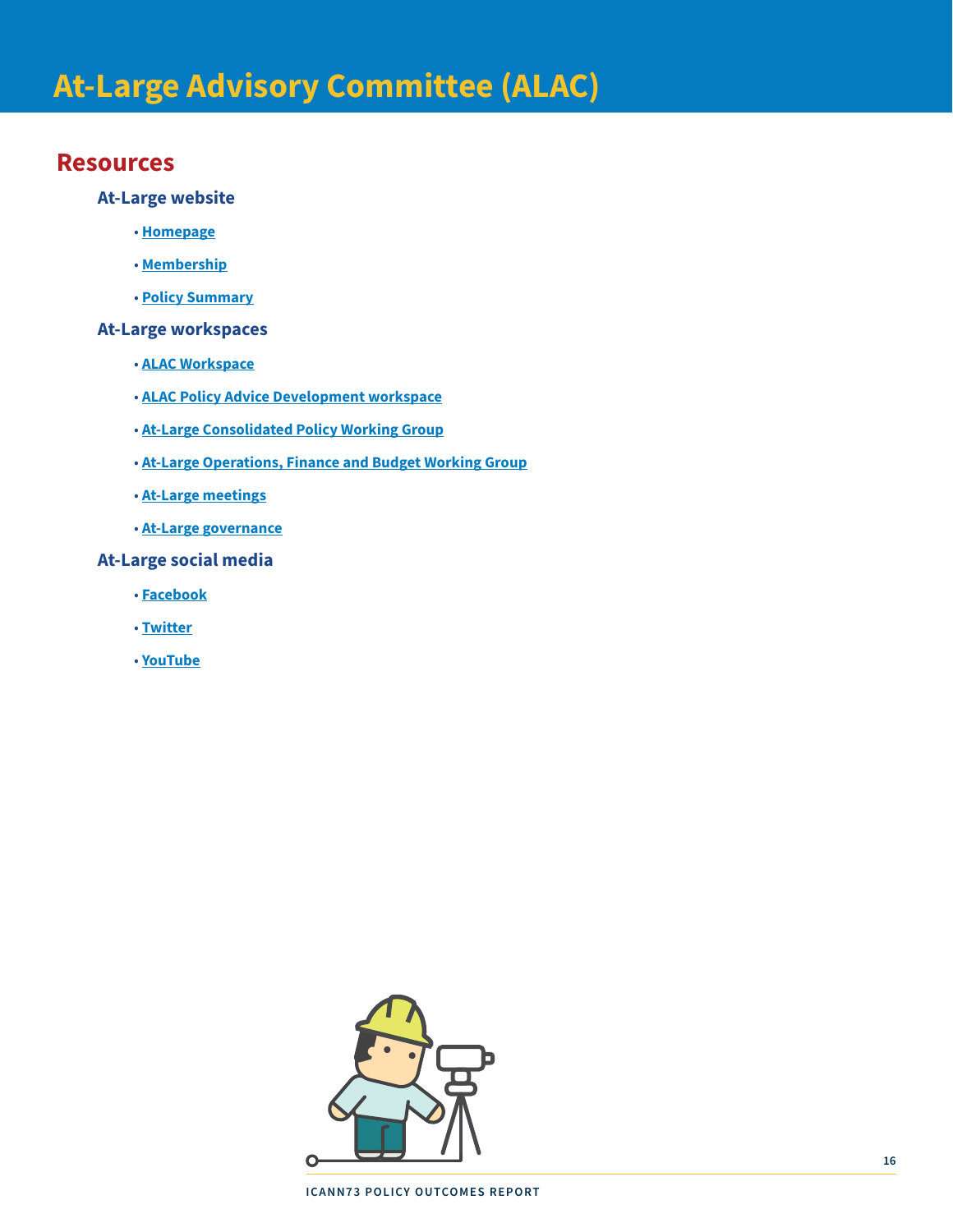# At-Large Advisory Committee (ALAC)

## Resources

### At-Large website

- Homepage
- Membership
- Policy Summary

### At-Large workspaces

- ALAC Workspace
- ALAC Policy Advice Development workspace
- At-Large Consolidated Policy Working Group
- At-Large Operations, Finance and Budget Working Group
- At-Large meetings
- At-Large governance

### At-Large social media

- Facebook
- Twitter
- YouTube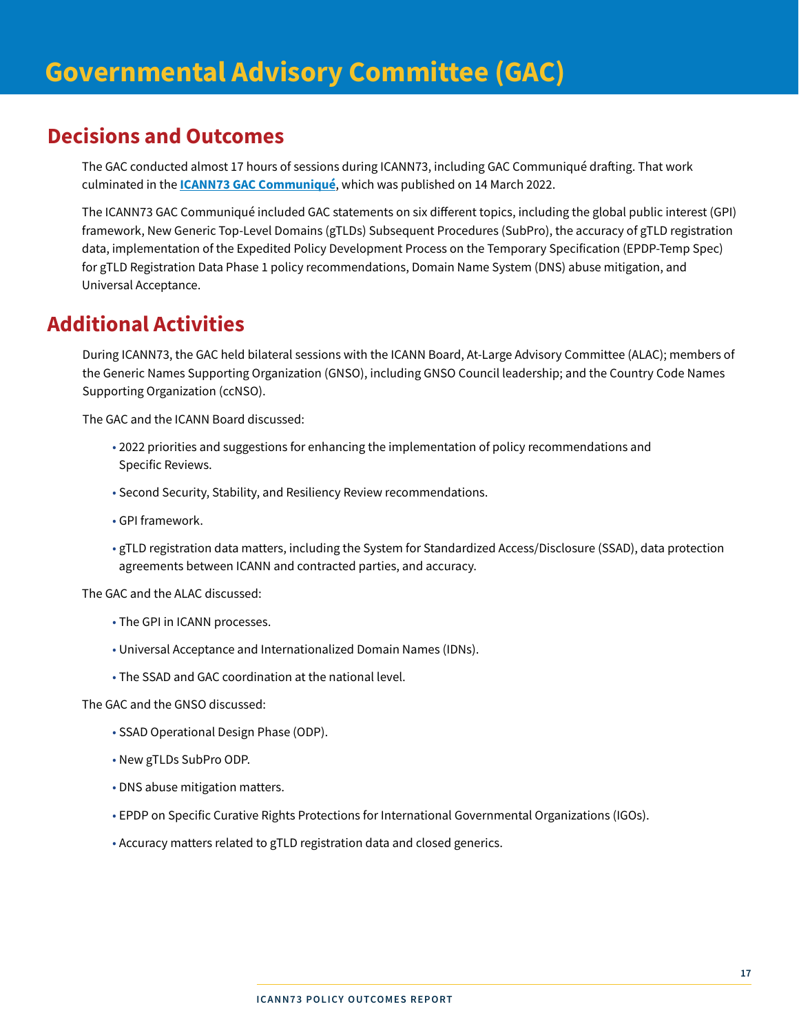# Governmental Advisory Committee (GAC)

## Decisions and Outcomes

The GAC conducted almost 17 hours of sessions during ICANN73, including GAC Communiqué drafting. That work culminated in the **ICANN73 GAC Communiqué**, which was published on 14 March 2022.

The ICANN73 GAC Communiqué included GAC statements on six different topics, including the global public interest (GPI) framework, New Generic Top-Level Domains (gTLDs) Subsequent Procedures (SubPro), the accuracy of gTLD registration data, implementation of the Expedited Policy Development Process on the Temporary Specification (EPDP-Temp Spec) for gTLD Registration Data Phase 1 policy recommendations, Domain Name System (DNS) abuse mitigation, and Universal Acceptance.

## Additional Activities

During ICANN73, the GAC held bilateral sessions with the ICANN Board, At-Large Advisory Committee (ALAC); members of the Generic Names Supporting Organization (GNSO), including GNSO Council leadership; and the Country Code Names Supporting Organization (ccNSO).

The GAC and the ICANN Board discussed:

- 2022 priorities and suggestions for enhancing the implementation of policy recommendations and Specific Reviews.
- Second Security, Stability, and Resiliency Review recommendations.
- GPI framework.
- gTLD registration data matters, including the System for Standardized Access/Disclosure (SSAD), data protection agreements between ICANN and contracted parties, and accuracy.

The GAC and the ALAC discussed:

- The GPI in ICANN processes.
- Universal Acceptance and Internationalized Domain Names (IDNs).
- The SSAD and GAC coordination at the national level.

The GAC and the GNSO discussed:

- SSAD Operational Design Phase (ODP).
- New gTLDs SubPro ODP.
- DNS abuse mitigation matters.
- EPDP on Specific Curative Rights Protections for International Governmental Organizations (IGOs).
- Accuracy matters related to gTLD registration data and closed generics.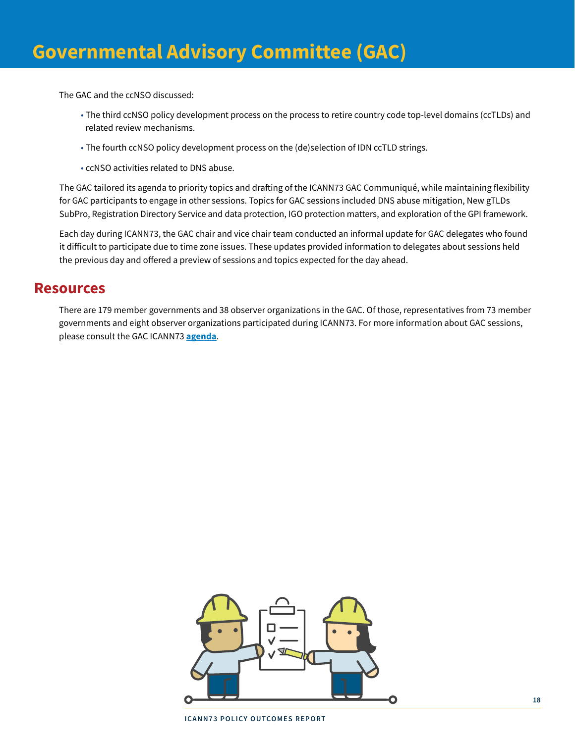# Governmental Advisory Committee (GAC)

The GAC and the ccNSO discussed:

- The third ccNSO policy development process on the process to retire country code top-level domains (ccTLDs) and related review mechanisms.
- The fourth ccNSO policy development process on the (de)selection of IDN ccTLD strings.
- ccNSO activities related to DNS abuse.

The GAC tailored its agenda to priority topics and drafting of the ICANN73 GAC Communiqué, while maintaining flexibility for GAC participants to engage in other sessions. Topics for GAC sessions included DNS abuse mitigation, New gTLDs SubPro, Registration Directory Service and data protection, IGO protection matters, and exploration of the GPI framework.

Each day during ICANN73, the GAC chair and vice chair team conducted an informal update for GAC delegates who found it difficult to participate due to time zone issues. These updates provided information to delegates about sessions held the previous day and offered a preview of sessions and topics expected for the day ahead.

## Resources

There are 179 member governments and 38 observer organizations in the GAC. Of those, representatives from 73 member governments and eight observer organizations participated during ICANN73. For more information about GAC sessions, please consult the GAC ICANN73 **agenda**.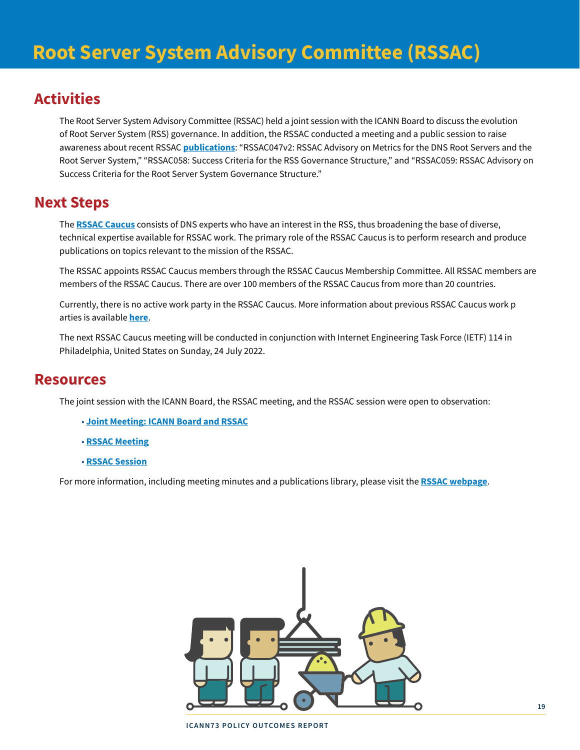# Root Server System Advisory Committee (RSSAC)

## Activities

The Root Server System Advisory Committee (RSSAC) held a joint session with the ICANN Board to discuss the evolution of Root Server System (RSS) governance. In addition, the RSSAC conducted a meeting and a public session to raise awareness about recent RSSAC **publications**: "RSSAC047v2: RSSAC Advisory on Metrics for the DNS Root Servers and the Root Server System," "RSSAC058: Success Criteria for the RSS Governance Structure," and "RSSAC059: RSSAC Advisory on Success Criteria for the Root Server System Governance Structure."

## Next Steps

The **RSSAC Caucus** consists of DNS experts who have an interest in the RSS, thus broadening the base of diverse, technical expertise available for RSSAC work. The primary role of the RSSAC Caucus is to perform research and produce publications on topics relevant to the mission of the RSSAC.

The RSSAC appoints RSSAC Caucus members through the RSSAC Caucus Membership Committee. All RSSAC members are members of the RSSAC Caucus. There are over 100 members of the RSSAC Caucus from more than 20 countries.

Currently, there is no active work party in the RSSAC Caucus. More information about previous RSSAC Caucus work p arties is available **here**.

The next RSSAC Caucus meeting will be conducted in conjunction with Internet Engineering Task Force (IETF) 114 in Philadelphia, United States on Sunday, 24 July 2022.

## Resources

The joint session with the ICANN Board, the RSSAC meeting, and the RSSAC session were open to observation:

- **Joint Meeting: ICANN Board and RSSAC**
- **RSSAC Meeting**
- **RSSAC Session**

For more information, including meeting minutes and a publications library, please visit the **RSSAC webpage**.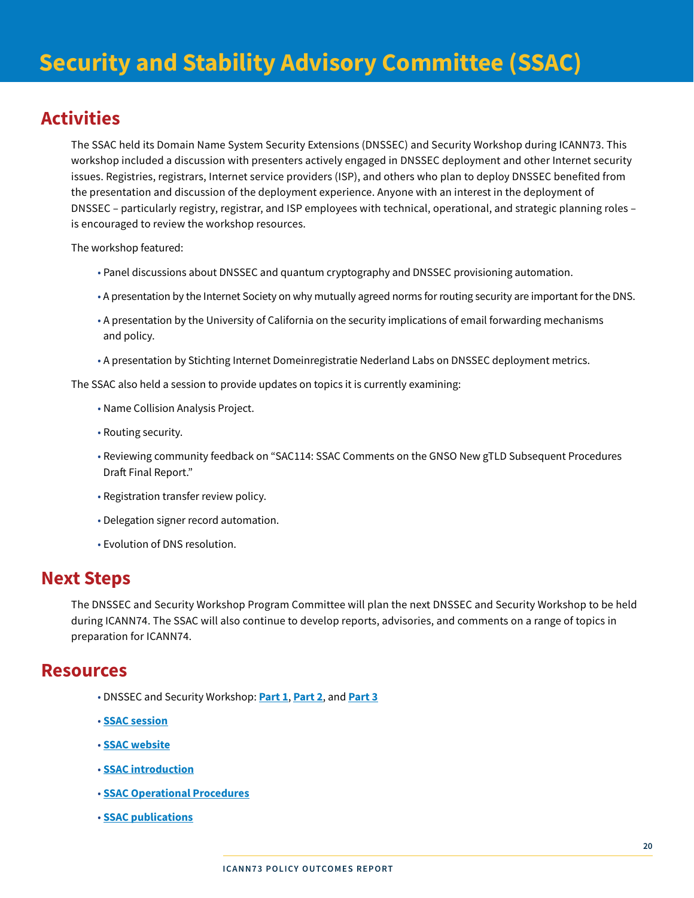# Security and Stability Advisory Committee (SSAC)

## Activities

The SSAC held its Domain Name System Security Extensions (DNSSEC) and Security Workshop during ICANN73. This workshop included a discussion with presenters actively engaged in DNSSEC deployment and other Internet security issues. Registries, registrars, Internet service providers (ISP), and others who plan to deploy DNSSEC benefited from the presentation and discussion of the deployment experience. Anyone with an interest in the deployment of DNSSEC – particularly registry, registrar, and ISP employees with technical, operational, and strategic planning roles – is encouraged to review the workshop resources.

The workshop featured:

- Panel discussions about DNSSEC and quantum cryptography and DNSSEC provisioning automation.
- A presentation by the Internet Society on why mutually agreed norms for routing security are important for the DNS.
- A presentation by the University of California on the security implications of email forwarding mechanisms and policy.
- A presentation by Stichting Internet Domeinregistratie Nederland Labs on DNSSEC deployment metrics.

The SSAC also held a session to provide updates on topics it is currently examining:

- Name Collision Analysis Project.
- Routing security.
- Reviewing community feedback on "SAC114: SSAC Comments on the GNSO New gTLD Subsequent Procedures Draft Final Report."
- Registration transfer review policy.
- Delegation signer record automation.
- Evolution of DNS resolution.

## Next Steps

The DNSSEC and Security Workshop Program Committee will plan the next DNSSEC and Security Workshop to be held during ICANN74. The SSAC will also continue to develop reports, advisories, and comments on a range of topics in preparation for ICANN74.

## Resources

- DNSSEC and Security Workshop: **Part 1**, **Part 2**, and **Part 3**
- **SSAC session**
- **SSAC website**
- **SSAC introduction**
- **SSAC Operational Procedures**
- **SSAC publications**